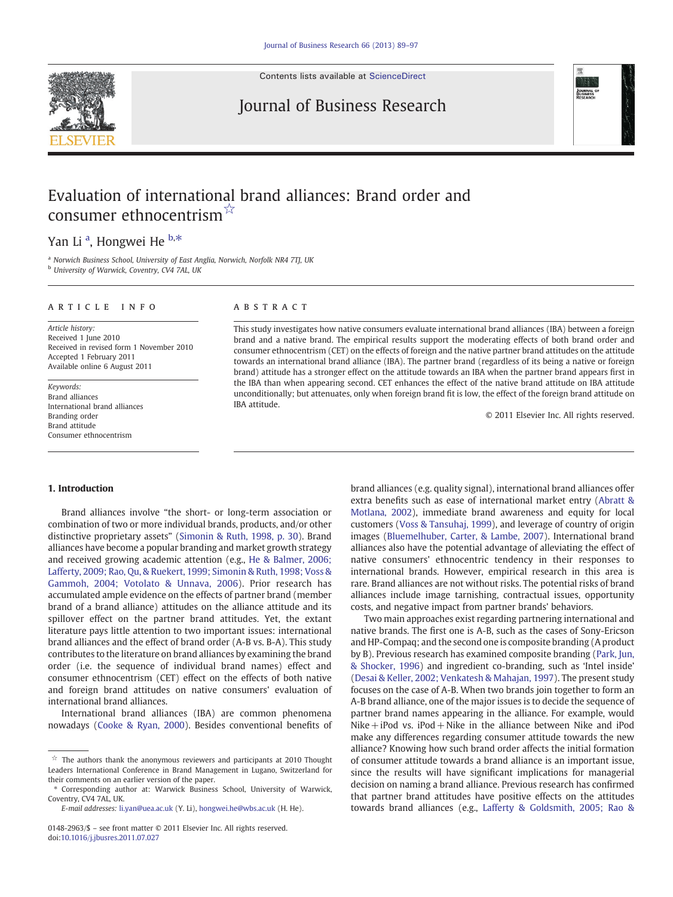# Evaluation of international brand alliances: Brand order and consumer ethnocentrism ☆

Yan Li [a], Hongwei He [b,*]

[a] Norwich Business School, University of East Anglia, Norwich, Norfolk NR4 7TJ, UK
[b] University of Warwick, Coventry, CV4 7AL, UK

## ARTICLE INFO

*Article history:*
Received 1 June 2010
Received in revised form 1 November 2010
Accepted 1 February 2011
Available online 6 August 2011

*Keywords:*
Brand alliances
International brand alliances
Branding order
Brand attitude
Consumer ethnocentrism

## ABSTRACT

This study investigates how native consumers evaluate international brand alliances (IBA) between a foreign brand and a native brand. The empirical results support the moderating effects of both brand order and consumer ethnocentrism (CET) on the effects of foreign and the native partner brand attitudes on the attitude towards an international brand alliance (IBA). The partner brand (regardless of its being a native or foreign brand) attitude has a stronger effect on the attitude towards an IBA when the partner brand appears first in the IBA than when appearing second. CET enhances the effect of the native brand attitude on IBA attitude unconditionally; but attenuates, only when foreign brand fit is low, the effect of the foreign brand attitude on IBA attitude.

© 2011 Elsevier Inc. All rights reserved.

## 1. Introduction

Brand alliances involve "the short- or long-term association or combination of two or more individual brands, products, and/or other distinctive proprietary assets" (Simonin & Ruth, 1998, p. 30). Brand alliances have become a popular branding and market growth strategy and received growing academic attention (e.g., He & Balmer, 2006; Lafferty, 2009; Rao, Qu, & Ruekert, 1999; Simonin & Ruth, 1998; Voss & Gammoh, 2004; Votolato & Unnava, 2006). Prior research has accumulated ample evidence on the effects of partner brand (member brand of a brand alliance) attitudes on the alliance attitude and its spillover effect on the partner brand attitudes. Yet, the extant literature pays little attention to two important issues: international brand alliances and the effect of brand order (A-B vs. B-A). This study contributes to the literature on brand alliances by examining the brand order (i.e. the sequence of individual brand names) effect and consumer ethnocentrism (CET) effect on the effects of both native and foreign brand attitudes on native consumers' evaluation of international brand alliances.

International brand alliances (IBA) are common phenomena nowadays (Cooke & Ryan, 2000). Besides conventional benefits of brand alliances (e.g. quality signal), international brand alliances offer extra benefits such as ease of international market entry (Abratt & Motlana, 2002), immediate brand awareness and equity for local customers (Voss & Tansuhaj, 1999), and leverage of country of origin images (Bluemelhuber, Carter, & Lambe, 2007). International brand alliances also have the potential advantage of alleviating the effect of native consumers' ethnocentric tendency in their responses to international brands. However, empirical research in this area is rare. Brand alliances are not without risks. The potential risks of brand alliances include image tarnishing, contractual issues, opportunity costs, and negative impact from partner brands' behaviors.

Two main approaches exist regarding partnering international and native brands. The first one is A-B, such as the cases of Sony-Ericson and HP-Compaq; and the second one is composite branding (A product by B). Previous research has examined composite branding (Park, Jun, & Shocker, 1996) and ingredient co-branding, such as 'Intel inside' (Desai & Keller, 2002; Venkatesh & Mahajan, 1997). The present study focuses on the case of A-B. When two brands join together to form an A-B brand alliance, one of the major issues is to decide the sequence of partner brand names appearing in the alliance. For example, would Nike + iPod vs. iPod + Nike in the alliance between Nike and iPod make any differences regarding consumer attitude towards the new alliance? Knowing how such brand order affects the initial formation of consumer attitude towards a brand alliance is an important issue, since the results will have significant implications for managerial decision on naming a brand alliance. Previous research has confirmed that partner brand attitudes have positive effects on the attitudes towards brand alliances (e.g., Lafferty & Goldsmith, 2005; Rao &

---

☆ The authors thank the anonymous reviewers and participants at 2010 Thought Leaders International Conference in Brand Management in Lugano, Switzerland for their comments on an earlier version of the paper.

\* Corresponding author at: Warwick Business School, University of Warwick, Coventry, CV4 7AL, UK.

*E-mail addresses:* li.yan@uea.ac.uk (Y. Li), hongwei.he@wbs.ac.uk (H. He).

0148-2963/$ – see front matter © 2011 Elsevier Inc. All rights reserved.
doi:10.1016/j.jbusres.2011.07.027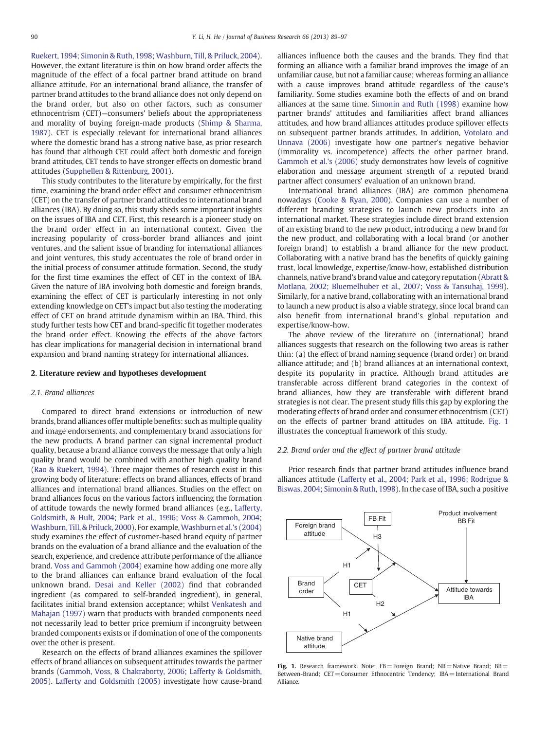Ruekert, 1994; Simonin & Ruth, 1998; Washburn, Till, & Priluck, 2004). However, the extant literature is thin on how brand order affects the magnitude of the effect of a focal partner brand attitude on brand alliance attitude. For an international brand alliance, the transfer of partner brand attitudes to the brand alliance does not only depend on the brand order, but also on other factors, such as consumer ethnocentrism (CET)—consumers' beliefs about the appropriateness and morality of buying foreign-made products (Shimp & Sharma, 1987). CET is especially relevant for international brand alliances where the domestic brand has a strong native base, as prior research has found that although CET could affect both domestic and foreign brand attitudes, CET tends to have stronger effects on domestic brand attitudes (Supphellen & Rittenburg, 2001).

This study contributes to the literature by empirically, for the first time, examining the brand order effect and consumer ethnocentrism (CET) on the transfer of partner brand attitudes to international brand alliances (IBA). By doing so, this study sheds some important insights on the issues of IBA and CET. First, this research is a pioneer study on the brand order effect in an international context. Given the increasing popularity of cross-border brand alliances and joint ventures, and the salient issue of branding for international alliances and joint ventures, this study accentuates the role of brand order in the initial process of consumer attitude formation. Second, the study for the first time examines the effect of CET in the context of IBA. Given the nature of IBA involving both domestic and foreign brands, examining the effect of CET is particularly interesting in not only extending knowledge on CET's impact but also testing the moderating effect of CET on brand attitude dynamism within an IBA. Third, this study further tests how CET and brand-specific fit together moderates the brand order effect. Knowing the effects of the above factors has clear implications for managerial decision in international brand expansion and brand naming strategy for international alliances.

## 2. Literature review and hypotheses development

### 2.1. Brand alliances

Compared to direct brand extensions or introduction of new brands, brand alliances offer multiple benefits: such as multiple quality and image endorsements, and complementary brand associations for the new products. A brand partner can signal incremental product quality, because a brand alliance conveys the message that only a high quality brand would be combined with another high quality brand (Rao & Ruekert, 1994). Three major themes of research exist in this growing body of literature: effects on brand alliances, effects of brand alliances and international brand alliances. Studies on the effect on brand alliances focus on the various factors influencing the formation of attitude towards the newly formed brand alliances (e.g., Lafferty, Goldsmith, & Hult, 2004; Park et al., 1996; Voss & Gammoh, 2004; Washburn, Till, & Priluck, 2000). For example, Washburn et al.'s (2004) study examines the effect of customer-based brand equity of partner brands on the evaluation of a brand alliance and the evaluation of the search, experience, and credence attribute performance of the alliance brand. Voss and Gammoh (2004) examine how adding one more ally to the brand alliances can enhance brand evaluation of the focal unknown brand. Desai and Keller (2002) find that cobranded ingredient (as compared to self-branded ingredient), in general, facilitates initial brand extension acceptance; whilst Venkatesh and Mahajan (1997) warn that products with branded components need not necessarily lead to better price premium if incongruity between branded components exists or if domination of one of the components over the other is present.

Research on the effects of brand alliances examines the spillover effects of brand alliances on subsequent attitudes towards the partner brands (Gammoh, Voss, & Chakraborty, 2006; Lafferty & Goldsmith, 2005). Lafferty and Goldsmith (2005) investigate how cause-brand alliances influence both the causes and the brands. They find that forming an alliance with a familiar brand improves the image of an unfamiliar cause, but not a familiar cause; whereas forming an alliance with a cause improves brand attitude regardless of the cause's familiarity. Some studies examine both the effects of and on brand alliances at the same time. Simonin and Ruth (1998) examine how partner brands' attitudes and familiarities affect brand alliances attitudes, and how brand alliances attitudes produce spillover effects on subsequent partner brands attitudes. In addition, Votolato and Unnava (2006) investigate how one partner's negative behavior (immorality vs. incompetence) affects the other partner brand. Gammoh et al.'s (2006) study demonstrates how levels of cognitive elaboration and message argument strength of a reputed brand partner affect consumers' evaluation of an unknown brand.

International brand alliances (IBA) are common phenomena nowadays (Cooke & Ryan, 2000). Companies can use a number of different branding strategies to launch new products into an international market. These strategies include direct brand extension of an existing brand to the new product, introducing a new brand for the new product, and collaborating with a local brand (or another foreign brand) to establish a brand alliance for the new product. Collaborating with a native brand has the benefits of quickly gaining trust, local knowledge, expertise/know-how, established distribution channels, native brand's brand value and category reputation (Abratt & Motlana, 2002; Bluemelhuber et al., 2007; Voss & Tansuhaj, 1999). Similarly, for a native brand, collaborating with an international brand to launch a new product is also a viable strategy, since local brand can also benefit from international brand's global reputation and expertise/know-how.

The above review of the literature on (international) brand alliances suggests that research on the following two areas is rather thin: (a) the effect of brand naming sequence (brand order) on brand alliance attitude; and (b) brand alliances at an international context, despite its popularity in practice. Although brand attitudes are transferable across different brand categories in the context of brand alliances, how they are transferable with different brand strategies is not clear. The present study fills this gap by exploring the moderating effects of brand order and consumer ethnocentrism (CET) on the effects of partner brand attitudes on IBA attitude. Fig. 1 illustrates the conceptual framework of this study.

### 2.2. Brand order and the effect of partner brand attitude

Prior research finds that partner brand attitudes influence brand alliances attitude (Lafferty et al., 2004; Park et al., 1996; Rodrigue & Biswas, 2004; Simonin & Ruth, 1998). In the case of IBA, such a positive

Foreign brand attitude

FB Fit

Product involvement
BB Fit

H3

H1

Brand order

CET

Attitude towards IBA

H2

H1

Native brand attitude

**Fig. 1.** Research framework. Note: FB = Foreign Brand; NB = Native Brand; BB = Between-Brand; CET = Consumer Ethnocentric Tendency; IBA = International Brand Alliance.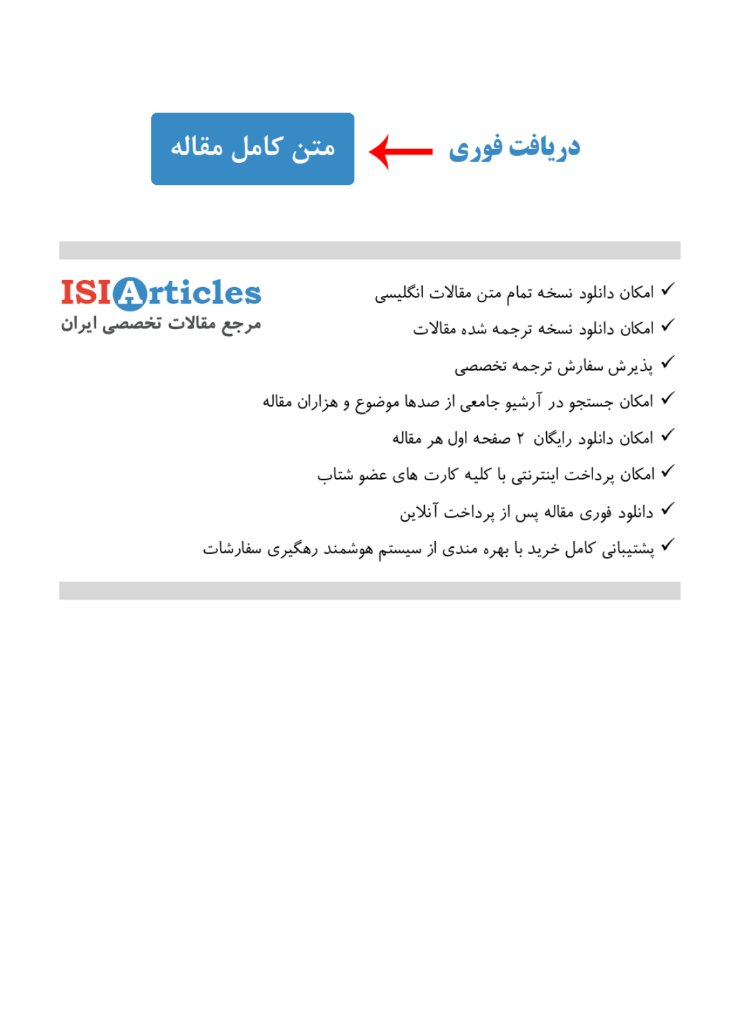دریافت فوری ← **متن کامل مقاله**

**ISIArticles**
مرجع مقالات تخصصی ایران

- ✓ امکان دانلود نسخه تمام متن مقالات انگلیسی
- ✓ امکان دانلود نسخه ترجمه شده مقالات
- ✓ پذیرش سفارش ترجمه تخصصی
- ✓ امکان جستجو در آرشیو جامعی از صدها موضوع و هزاران مقاله
- ✓ امکان دانلود رایگان ۲ صفحه اول هر مقاله
- ✓ امکان پرداخت اینترنتی با کلیه کارت های عضو شتاب
- ✓ دانلود فوری مقاله پس از پرداخت آنلاین
- ✓ پشتیبانی کامل خرید با بهره مندی از سیستم هوشمند رهگیری سفارشات